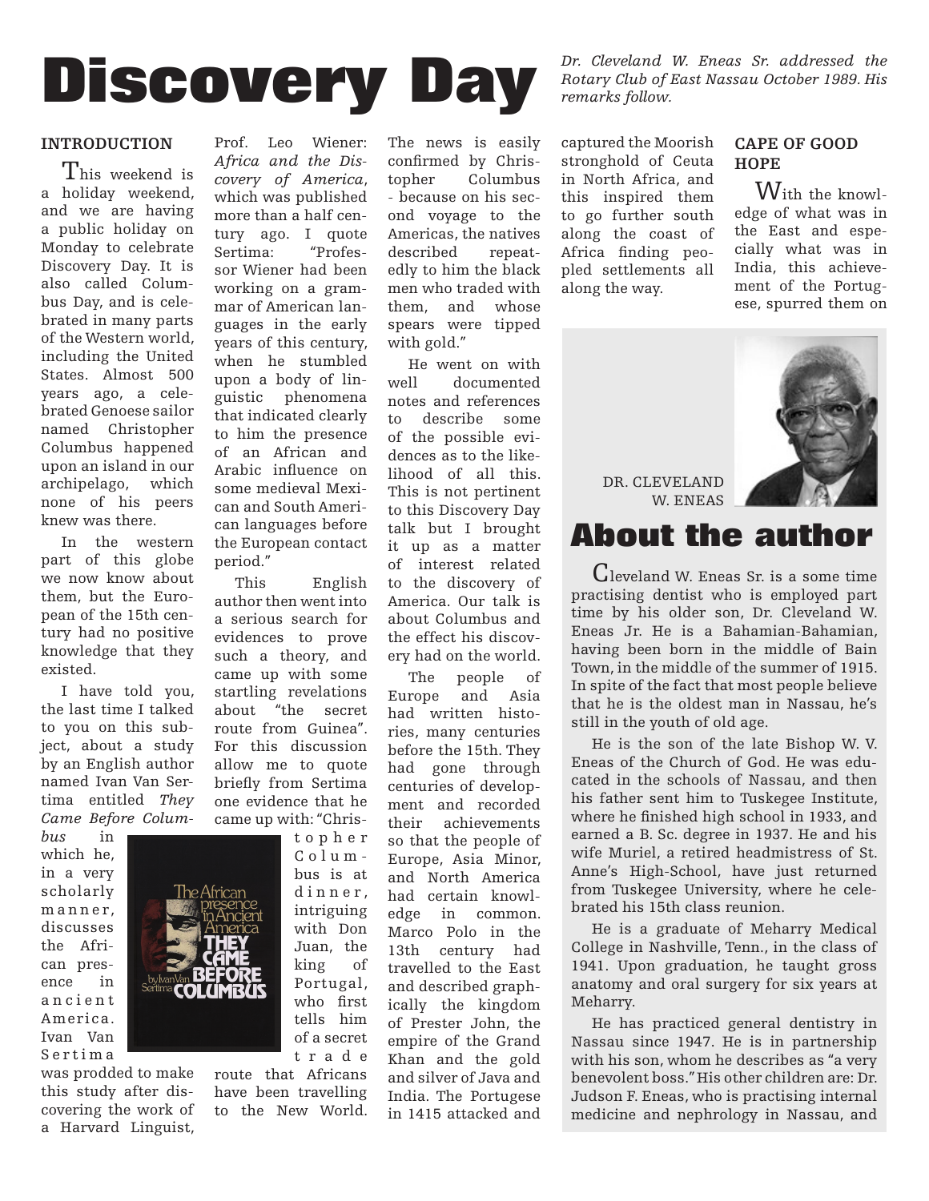# Discovery Day

*Dr. Cleveland W. Eneas Sr. addressed the Rotary Club of East Nassau October 1989. His remarks follow.*

## INTRODUCTION

This weekend is a holiday weekend, and we are having a public holiday on Monday to celebrate Discovery Day. It is also called Columbus Day, and is celebrated in many parts of the Western world, including the United States. Almost 500 years ago, a celebrated Genoese sailor named Christopher Columbus happened upon an island in our archipelago, which none of his peers knew was there.

In the western part of this globe we now know about them, but the European of the 15th century had no positive knowledge that they existed.

I have told you, the last time I talked to you on this subject, about a study by an English author named Ivan Van Sertima entitled *They Came Before Columbus* in which he, in a very scholarly manner, discusses the African presence in ancient America. Ivan Van Sertima was prodded to make this study after discovering the work of a Harvard Linguist, Prof. Leo Wiener: *Africa and the Discovery of America*, which was published more than a half century ago. I quote Sertima: "Professor Wiener had been working on a grammar of American languages in the early years of this century, when he stumbled upon a body of linguistic phenomena that indicated clearly to him the presence of an African and Arabic influence on some medieval Mexican and South American languages before the European contact period."

This English author then went into a serious search for evidences to prove such a theory, and came up with some startling revelations about "the secret route from Guinea". For this discussion allow me to quote briefly from Sertima one evidence that he came up with: "Christopher Columbus is at dinner, intriguing with Don Juan, the king of Portugal, who first tells him of a secret trade route that Africans have been travelling to the New World. The news is easily confirmed by Christopher Columbus - because on his second voyage to the Americas, the natives described repeatedly to him the black men who traded with them, and whose spears were tipped with gold."

He went on with well documented notes and references to describe some of the possible evidences as to the likelihood of all this. This is not pertinent to this Discovery Day talk but I brought it up as a matter of interest related to the discovery of America. Our talk is about Columbus and the effect his discovery had on the world.

The people of Europe and Asia had written histories, many centuries before the 15th. They had gone through centuries of development and recorded their achievements so that the people of Europe, Asia Minor, and North America had certain knowledge in common. Marco Polo in the 13th century had travelled to the East and described graphically the kingdom of Prester John, the empire of the Grand Khan and the gold and silver of Java and India. The Portugese in 1415 attacked and captured the Moorish stronghold of Ceuta in North Africa, and this inspired them to go further south along the coast of Africa finding peopled settlements all along the way.

## CAPE OF GOOD HOPE

With the knowledge of what was in the East and especially what was in India, this achievement of the Portugese, spurred them on

---

DR. CLEVELAND W. ENEAS

## About the author

Cleveland W. Eneas Sr. is a some time practising dentist who is employed part time by his older son, Dr. Cleveland W. Eneas Jr. He is a Bahamian-Bahamian, having been born in the middle of Bain Town, in the middle of the summer of 1915. In spite of the fact that most people believe that he is the oldest man in Nassau, he's still in the youth of old age.

He is the son of the late Bishop W. V. Eneas of the Church of God. He was educated in the schools of Nassau, and then his father sent him to Tuskegee Institute, where he finished high school in 1933, and earned a B. Sc. degree in 1937. He and his wife Muriel, a retired headmistress of St. Anne's High-School, have just returned from Tuskegee University, where he celebrated his 15th class reunion.

He is a graduate of Meharry Medical College in Nashville, Tenn., in the class of 1941. Upon graduation, he taught gross anatomy and oral surgery for six years at Meharry.

He has practiced general dentistry in Nassau since 1947. He is in partnership with his son, whom he describes as "a very benevolent boss." His other children are: Dr. Judson F. Eneas, who is practising internal medicine and nephrology in Nassau, and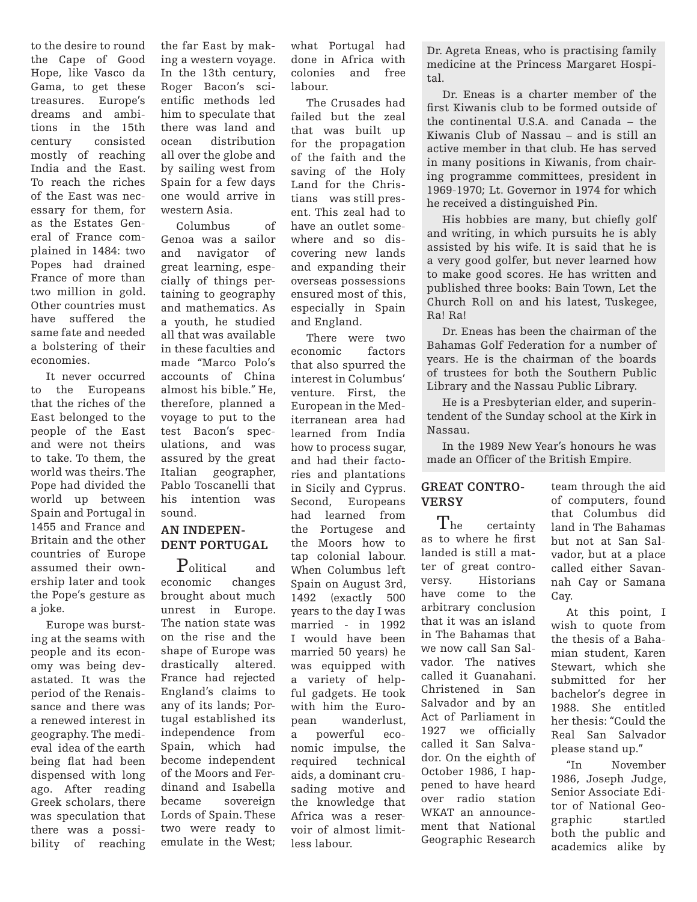to the desire to round the Cape of Good Hope, like Vasco da Gama, to get these treasures. Europe's dreams and ambitions in the 15th century consisted mostly of reaching India and the East. To reach the riches of the East was necessary for them, for as the Estates General of France complained in 1484: two Popes had drained France of more than two million in gold. Other countries must have suffered the same fate and needed a bolstering of their economies.

It never occurred to the Europeans that the riches of the East belonged to the people of the East and were not theirs to take. To them, the world was theirs. The Pope had divided the world up between Spain and Portugal in 1455 and France and Britain and the other countries of Europe assumed their ownership later and took the Pope's gesture as a joke.

Europe was bursting at the seams with people and its economy was being devastated. It was the period of the Renaissance and there was a renewed interest in geography. The medieval idea of the earth being flat had been dispensed with long ago. After reading Greek scholars, there was speculation that there was a possibility of reaching the far East by making a western voyage. In the 13th century, Roger Bacon's scientific methods led him to speculate that there was land and ocean distribution all over the globe and by sailing west from Spain for a few days one would arrive in western Asia.

Columbus of Genoa was a sailor and navigator of great learning, especially of things pertaining to geography and mathematics. As a youth, he studied all that was available in these faculties and made "Marco Polo's accounts of China almost his bible." He, therefore, planned a voyage to put to the test Bacon's speculations, and was assured by the great Italian geographer, Pablo Toscanelli that his intention was sound.

## AN INDEPENDENT PORTUGAL

Political and economic changes brought about much unrest in Europe. The nation state was on the rise and the shape of Europe was drastically altered. France had rejected England's claims to any of its lands; Portugal established its independence from Spain, which had become independent of the Moors and Ferdinand and Isabella became sovereign Lords of Spain. These two were ready to emulate in the West; what Portugal had done in Africa with colonies and free labour.

The Crusades had failed but the zeal that was built up for the propagation of the faith and the saving of the Holy Land for the Christians was still present. This zeal had to have an outlet somewhere and so discovering new lands and expanding their overseas possessions ensured most of this, especially in Spain and England.

There were two economic factors that also spurred the interest in Columbus' venture. First, the European in the Mediterranean area had learned from India how to process sugar, and had their factories and plantations in Sicily and Cyprus. Second, Europeans had learned from the Portugese and the Moors how to tap colonial labour. When Columbus left Spain on August 3rd, 1492 (exactly 500 years to the day I was married - in 1992 I would have been married 50 years) he was equipped with a variety of helpful gadgets. He took with him the European wanderlust, a powerful economic impulse, the required technical aids, a dominant crusading motive and the knowledge that Africa was a reservoir of almost limitless labour.

Dr. Agreta Eneas, who is practising family medicine at the Princess Margaret Hospital.

Dr. Eneas is a charter member of the first Kiwanis club to be formed outside of the continental U.S.A. and Canada – the Kiwanis Club of Nassau – and is still an active member in that club. He has served in many positions in Kiwanis, from chairing programme committees, president in 1969-1970; Lt. Governor in 1974 for which he received a distinguished Pin.

His hobbies are many, but chiefly golf and writing, in which pursuits he is ably assisted by his wife. It is said that he is a very good golfer, but never learned how to make good scores. He has written and published three books: Bain Town, Let the Church Roll on and his latest, Tuskegee, Ra! Ra!

Dr. Eneas has been the chairman of the Bahamas Golf Federation for a number of years. He is the chairman of the boards of trustees for both the Southern Public Library and the Nassau Public Library.

He is a Presbyterian elder, and superintendent of the Sunday school at the Kirk in Nassau.

In the 1989 New Year's honours he was made an Officer of the British Empire.

## GREAT CONTROVERSY

The certainty as to where he first landed is still a matter of great controversy. Historians have come to the arbitrary conclusion that it was an island in The Bahamas that we now call San Salvador. The natives called it Guanahani. Christened in San Salvador and by an Act of Parliament in 1927 we officially called it San Salvador. On the eighth of October 1986, I happened to have heard over radio station WKAT an announcement that National Geographic Research team through the aid of computers, found that Columbus did land in The Bahamas but not at San Salvador, but at a place called either Savannah Cay or Samana Cay.

At this point, I wish to quote from the thesis of a Bahamian student, Karen Stewart, which she submitted for her bachelor's degree in 1988. She entitled her thesis: "Could the Real San Salvador please stand up."

"In November 1986, Joseph Judge, Senior Associate Editor of National Geographic startled both the public and academics alike by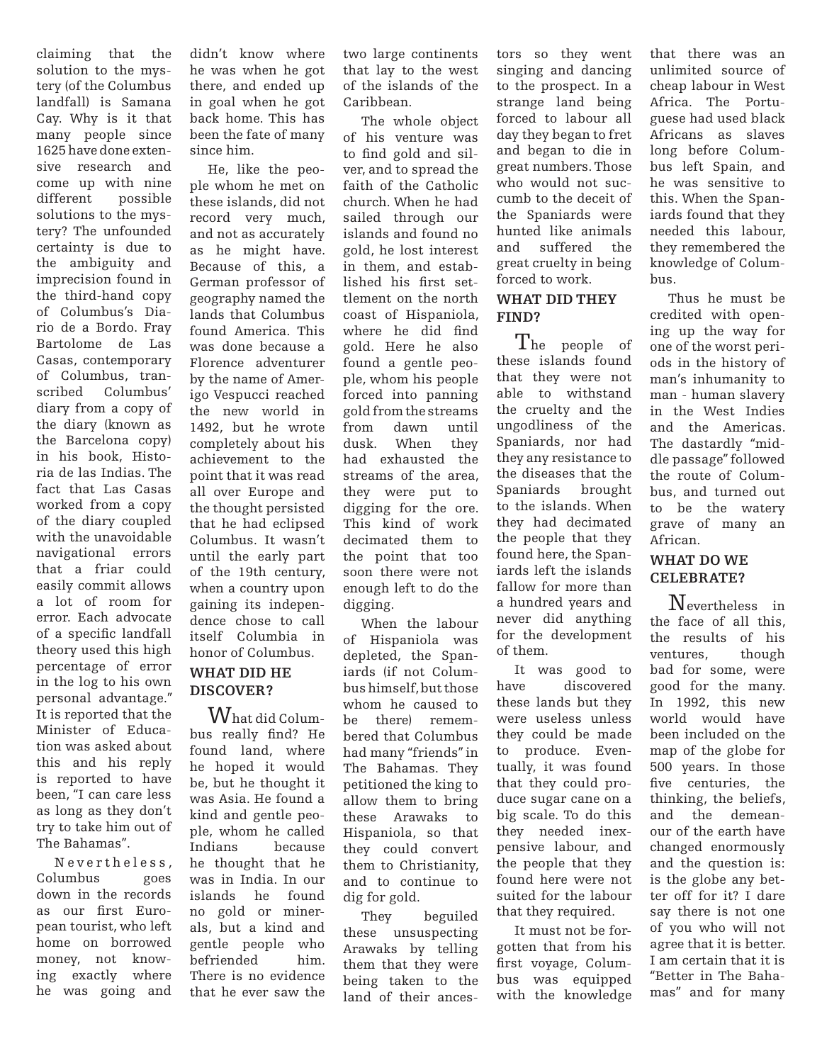claiming that the solution to the mystery (of the Columbus landfall) is Samana Cay. Why is it that many people since 1625 have done extensive research and come up with nine different possible solutions to the mystery? The unfounded certainty is due to the ambiguity and imprecision found in the third-hand copy of Columbus's Diario de a Bordo. Fray Bartolome de Las Casas, contemporary of Columbus, transcribed Columbus' diary from a copy of the diary (known as the Barcelona copy) in his book, Historia de las Indias. The fact that Las Casas worked from a copy of the diary coupled with the unavoidable navigational errors that a friar could easily commit allows a lot of room for error. Each advocate of a specific landfall theory used this high percentage of error in the log to his own personal advantage." It is reported that the Minister of Education was asked about this and his reply is reported to have been, "I can care less as long as they don't try to take him out of The Bahamas".

Nevertheless, Columbus goes down in the records as our first European tourist, who left home on borrowed money, not knowing exactly where he was going and didn't know where he was when he got there, and ended up in goal when he got back home. This has been the fate of many since him.

He, like the people whom he met on these islands, did not record very much, and not as accurately as he might have. Because of this, a German professor of geography named the lands that Columbus found America. This was done because a Florence adventurer by the name of Amerigo Vespucci reached the new world in 1492, but he wrote completely about his achievement to the point that it was read all over Europe and the thought persisted that he had eclipsed Columbus. It wasn't until the early part of the 19th century, when a country upon gaining its independence chose to call itself Columbia in honor of Columbus.

## WHAT DID HE DISCOVER?

What did Columbus really find? He found land, where he hoped it would be, but he thought it was Asia. He found a kind and gentle people, whom he called Indians because he thought that he was in India. In our islands he found no gold or minerals, but a kind and gentle people who befriended him. There is no evidence that he ever saw the two large continents that lay to the west of the islands of the Caribbean.

The whole object of his venture was to find gold and silver, and to spread the faith of the Catholic church. When he had sailed through our islands and found no gold, he lost interest in them, and established his first settlement on the north coast of Hispaniola, where he did find gold. Here he also found a gentle people, whom his people forced into panning gold from the streams from dawn until dusk. When they had exhausted the streams of the area, they were put to digging for the ore. This kind of work decimated them to the point that too soon there were not enough left to do the digging.

When the labour of Hispaniola was depleted, the Spaniards (if not Columbus himself, but those whom he caused to be there) remembered that Columbus had many "friends" in The Bahamas. They petitioned the king to allow them to bring these Arawaks to Hispaniola, so that they could convert them to Christianity, and to continue to dig for gold.

They beguiled these unsuspecting Arawaks by telling them that they were being taken to the land of their ancestors so they went singing and dancing to the prospect. In a strange land being forced to labour all day they began to fret and began to die in great numbers. Those who would not succumb to the deceit of the Spaniards were hunted like animals and suffered the great cruelty in being forced to work.

## WHAT DID THEY FIND?

The people of these islands found that they were not able to withstand the cruelty and the ungodliness of the Spaniards, nor had they any resistance to the diseases that the Spaniards brought to the islands. When they had decimated the people that they found here, the Spaniards left the islands fallow for more than a hundred years and never did anything for the development of them.

It was good to have discovered these lands but they were useless unless they could be made to produce. Eventually, it was found that they could produce sugar cane on a big scale. To do this they needed inexpensive labour, and the people that they found here were not suited for the labour that they required.

It must not be forgotten that from his first voyage, Columbus was equipped with the knowledge that there was an unlimited source of cheap labour in West Africa. The Portuguese had used black Africans as slaves long before Columbus left Spain, and he was sensitive to this. When the Spaniards found that they needed this labour, they remembered the knowledge of Columbus.

Thus he must be credited with opening up the way for one of the worst periods in the history of man's inhumanity to man - human slavery in the West Indies and the Americas. The dastardly "middle passage" followed the route of Columbus, and turned out to be the watery grave of many an African.

## WHAT DO WE CELEBRATE?

Nevertheless in the face of all this, the results of his ventures, though bad for some, were good for the many. In 1992, this new world would have been included on the map of the globe for 500 years. In those five centuries, the thinking, the beliefs, and the demeanour of the earth have changed enormously and the question is: is the globe any better off for it? I dare say there is not one of you who will not agree that it is better. I am certain that it is "Better in The Bahamas" and for many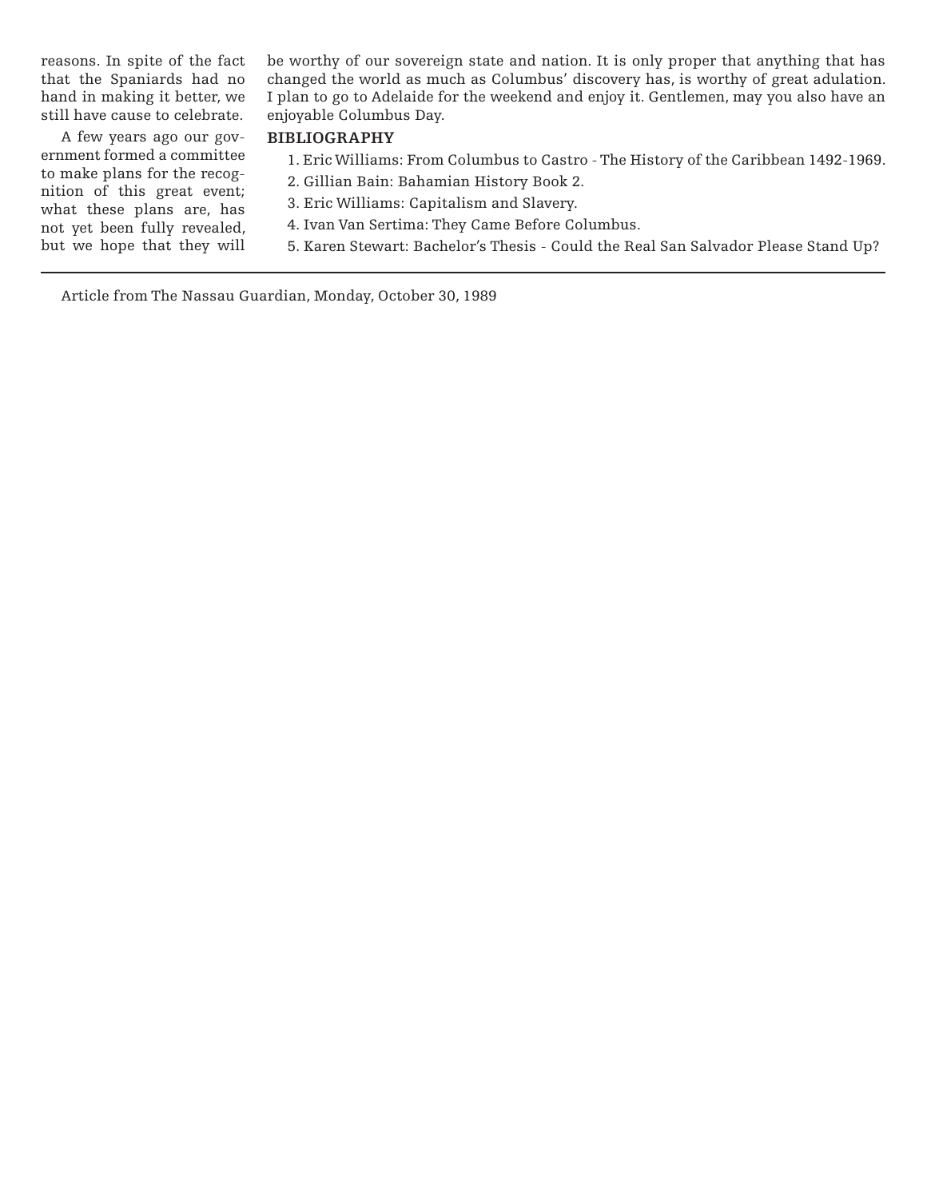reasons. In spite of the fact that the Spaniards had no hand in making it better, we still have cause to celebrate.

A few years ago our government formed a committee to make plans for the recognition of this great event; what these plans are, has not yet been fully revealed, but we hope that they will be worthy of our sovereign state and nation. It is only proper that anything that has changed the world as much as Columbus' discovery has, is worthy of great adulation. I plan to go to Adelaide for the weekend and enjoy it. Gentlemen, may you also have an enjoyable Columbus Day.

## BIBLIOGRAPHY

1. Eric Williams: From Columbus to Castro - The History of the Caribbean 1492-1969.
2. Gillian Bain: Bahamian History Book 2.
3. Eric Williams: Capitalism and Slavery.
4. Ivan Van Sertima: They Came Before Columbus.
5. Karen Stewart: Bachelor's Thesis - Could the Real San Salvador Please Stand Up?

---

Article from The Nassau Guardian, Monday, October 30, 1989